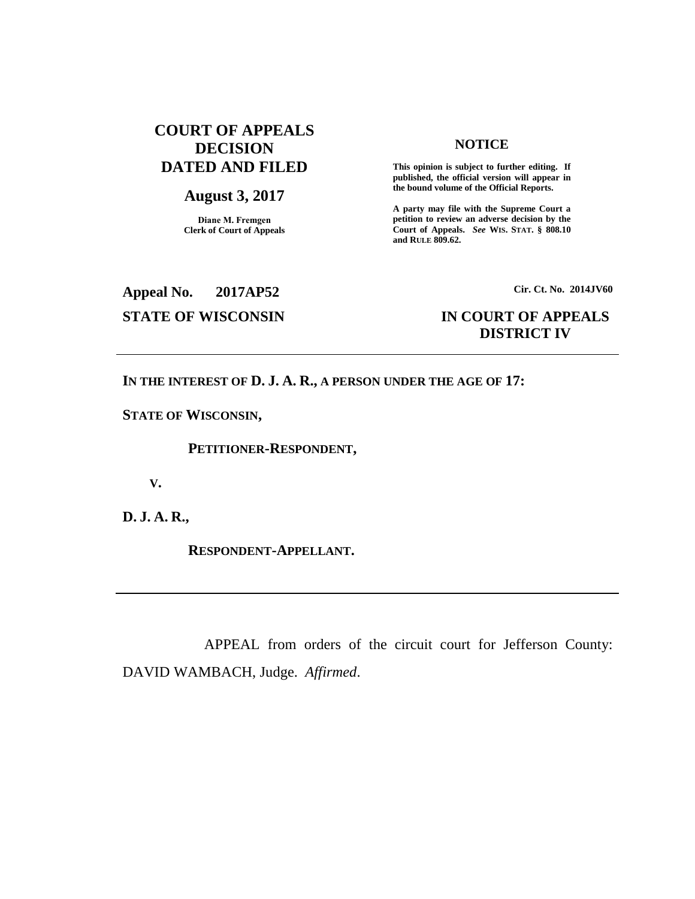**COURT OF APPEALS DECISION DATED AND FILED**

**August 3, 2017**

**Diane M. Fremgen**
**Clerk of Court of Appeals**

**NOTICE**

**This opinion is subject to further editing. If published, the official version will appear in the bound volume of the Official Reports.**

**A party may file with the Supreme Court a petition to review an adverse decision by the Court of Appeals.** ***See*** **WIS. STAT. § 808.10 and RULE 809.62.**

**Appeal No. 2017AP52**

**Cir. Ct. No. 2014JV60**

**STATE OF WISCONSIN**

**IN COURT OF APPEALS DISTRICT IV**

---

**IN THE INTEREST OF D. J. A. R., A PERSON UNDER THE AGE OF 17:**

**STATE OF WISCONSIN,**

**PETITIONER-RESPONDENT,**

**V.**

**D. J. A. R.,**

**RESPONDENT-APPELLANT.**

---

APPEAL from orders of the circuit court for Jefferson County: DAVID WAMBACH, Judge. *Affirmed*.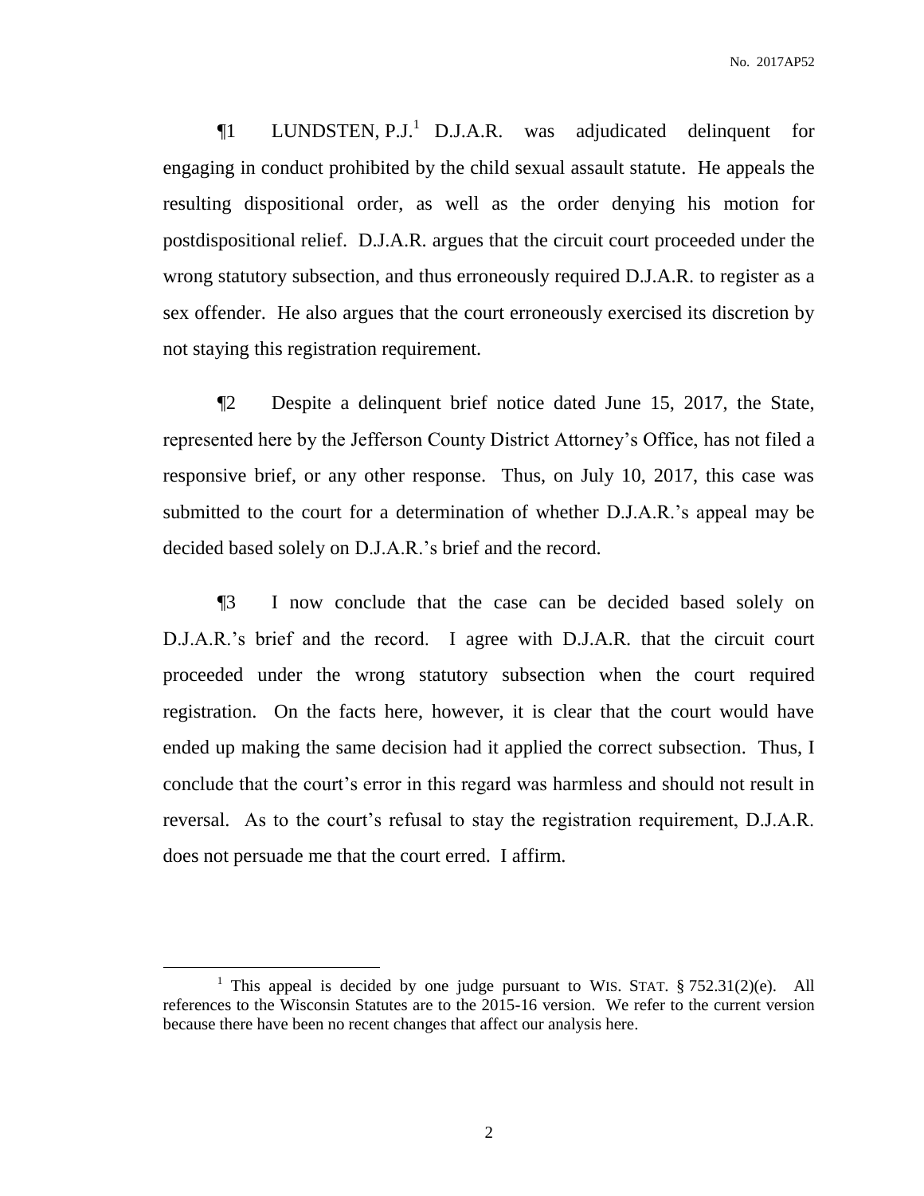¶1 LUNDSTEN, P.J.[1] D.J.A.R. was adjudicated delinquent for engaging in conduct prohibited by the child sexual assault statute. He appeals the resulting dispositional order, as well as the order denying his motion for postdispositional relief. D.J.A.R. argues that the circuit court proceeded under the wrong statutory subsection, and thus erroneously required D.J.A.R. to register as a sex offender. He also argues that the court erroneously exercised its discretion by not staying this registration requirement.

¶2 Despite a delinquent brief notice dated June 15, 2017, the State, represented here by the Jefferson County District Attorney's Office, has not filed a responsive brief, or any other response. Thus, on July 10, 2017, this case was submitted to the court for a determination of whether D.J.A.R.'s appeal may be decided based solely on D.J.A.R.'s brief and the record.

¶3 I now conclude that the case can be decided based solely on D.J.A.R.'s brief and the record. I agree with D.J.A.R. that the circuit court proceeded under the wrong statutory subsection when the court required registration. On the facts here, however, it is clear that the court would have ended up making the same decision had it applied the correct subsection. Thus, I conclude that the court's error in this regard was harmless and should not result in reversal. As to the court's refusal to stay the registration requirement, D.J.A.R. does not persuade me that the court erred. I affirm.

---

[1] This appeal is decided by one judge pursuant to WIS. STAT. § 752.31(2)(e). All references to the Wisconsin Statutes are to the 2015-16 version. We refer to the current version because there have been no recent changes that affect our analysis here.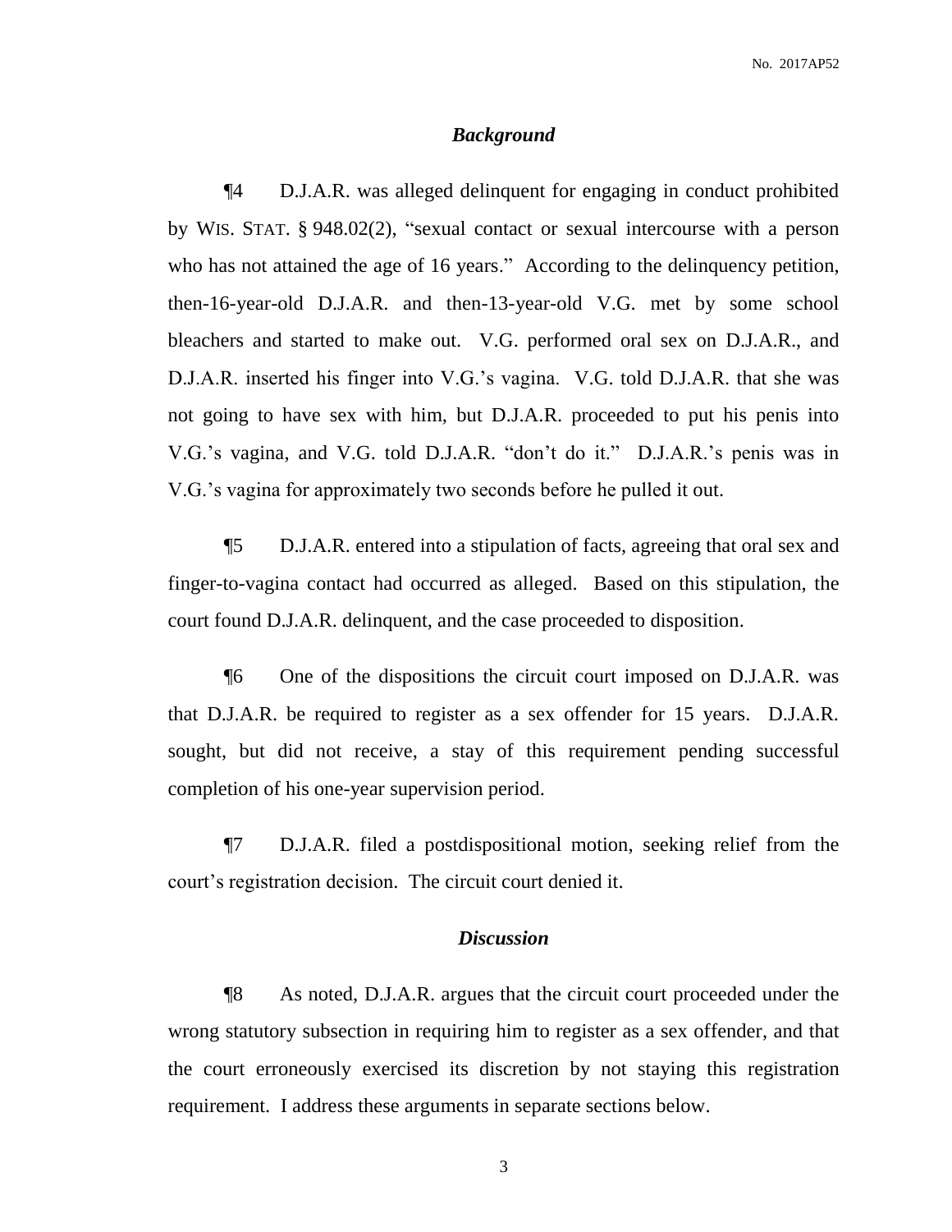### *Background*

¶4 D.J.A.R. was alleged delinquent for engaging in conduct prohibited by WIS. STAT. § 948.02(2), "sexual contact or sexual intercourse with a person who has not attained the age of 16 years." According to the delinquency petition, then-16-year-old D.J.A.R. and then-13-year-old V.G. met by some school bleachers and started to make out. V.G. performed oral sex on D.J.A.R., and D.J.A.R. inserted his finger into V.G.'s vagina. V.G. told D.J.A.R. that she was not going to have sex with him, but D.J.A.R. proceeded to put his penis into V.G.'s vagina, and V.G. told D.J.A.R. "don't do it." D.J.A.R.'s penis was in V.G.'s vagina for approximately two seconds before he pulled it out.

¶5 D.J.A.R. entered into a stipulation of facts, agreeing that oral sex and finger-to-vagina contact had occurred as alleged. Based on this stipulation, the court found D.J.A.R. delinquent, and the case proceeded to disposition.

¶6 One of the dispositions the circuit court imposed on D.J.A.R. was that D.J.A.R. be required to register as a sex offender for 15 years. D.J.A.R. sought, but did not receive, a stay of this requirement pending successful completion of his one-year supervision period.

¶7 D.J.A.R. filed a postdispositional motion, seeking relief from the court's registration decision. The circuit court denied it.

### *Discussion*

¶8 As noted, D.J.A.R. argues that the circuit court proceeded under the wrong statutory subsection in requiring him to register as a sex offender, and that the court erroneously exercised its discretion by not staying this registration requirement. I address these arguments in separate sections below.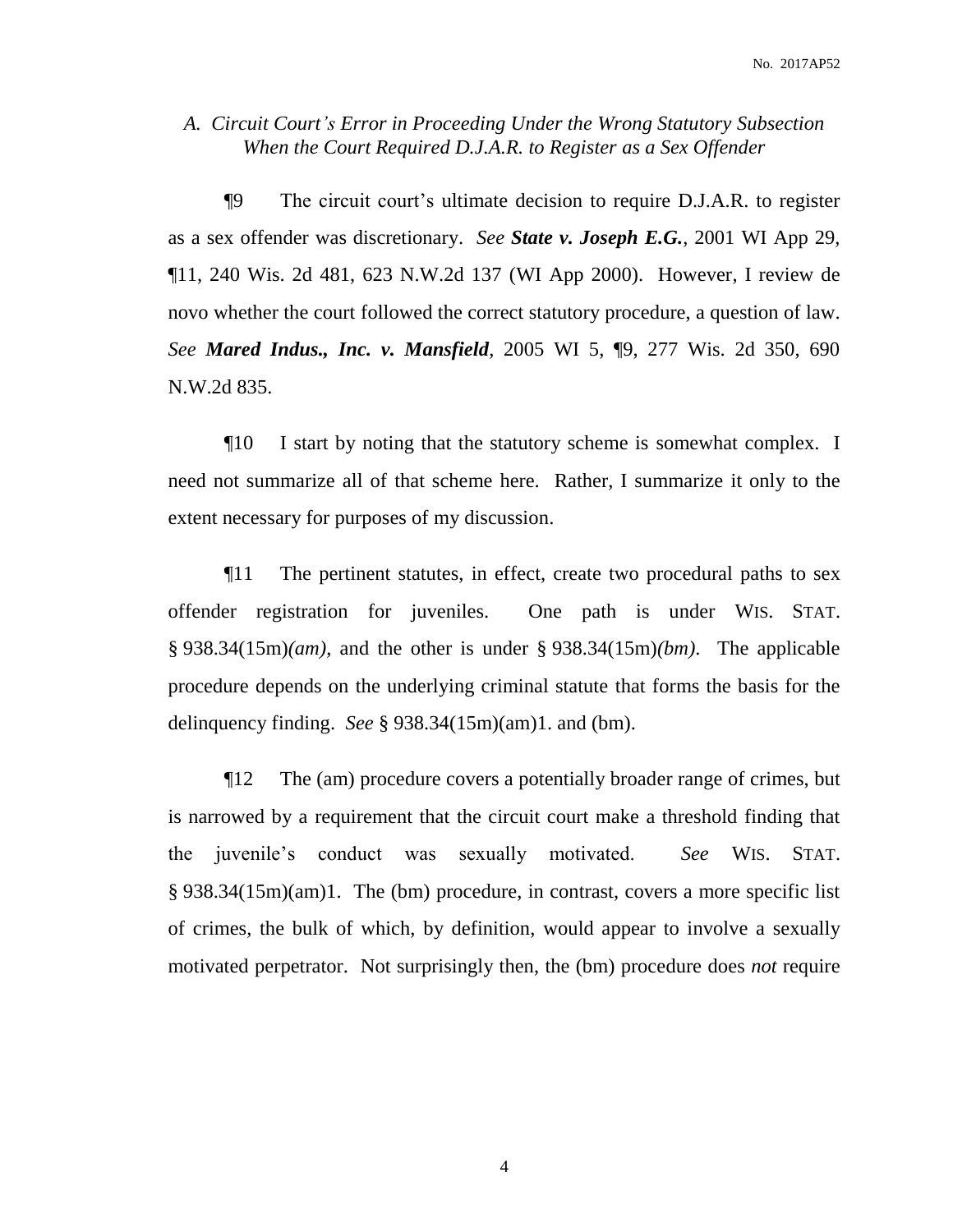### *A. Circuit Court's Error in Proceeding Under the Wrong Statutory Subsection When the Court Required D.J.A.R. to Register as a Sex Offender*

¶9 The circuit court's ultimate decision to require D.J.A.R. to register as a sex offender was discretionary. *See* ***State v. Joseph E.G.***, 2001 WI App 29, ¶11, 240 Wis. 2d 481, 623 N.W.2d 137 (WI App 2000). However, I review de novo whether the court followed the correct statutory procedure, a question of law. *See* ***Mared Indus., Inc. v. Mansfield***, 2005 WI 5, ¶9, 277 Wis. 2d 350, 690 N.W.2d 835.

¶10 I start by noting that the statutory scheme is somewhat complex. I need not summarize all of that scheme here. Rather, I summarize it only to the extent necessary for purposes of my discussion.

¶11 The pertinent statutes, in effect, create two procedural paths to sex offender registration for juveniles. One path is under WIS. STAT. § 938.34(15m)*(am)*, and the other is under § 938.34(15m)*(bm)*. The applicable procedure depends on the underlying criminal statute that forms the basis for the delinquency finding. *See* § 938.34(15m)(am)1. and (bm).

¶12 The (am) procedure covers a potentially broader range of crimes, but is narrowed by a requirement that the circuit court make a threshold finding that the juvenile's conduct was sexually motivated. *See* WIS. STAT. § 938.34(15m)(am)1. The (bm) procedure, in contrast, covers a more specific list of crimes, the bulk of which, by definition, would appear to involve a sexually motivated perpetrator. Not surprisingly then, the (bm) procedure does *not* require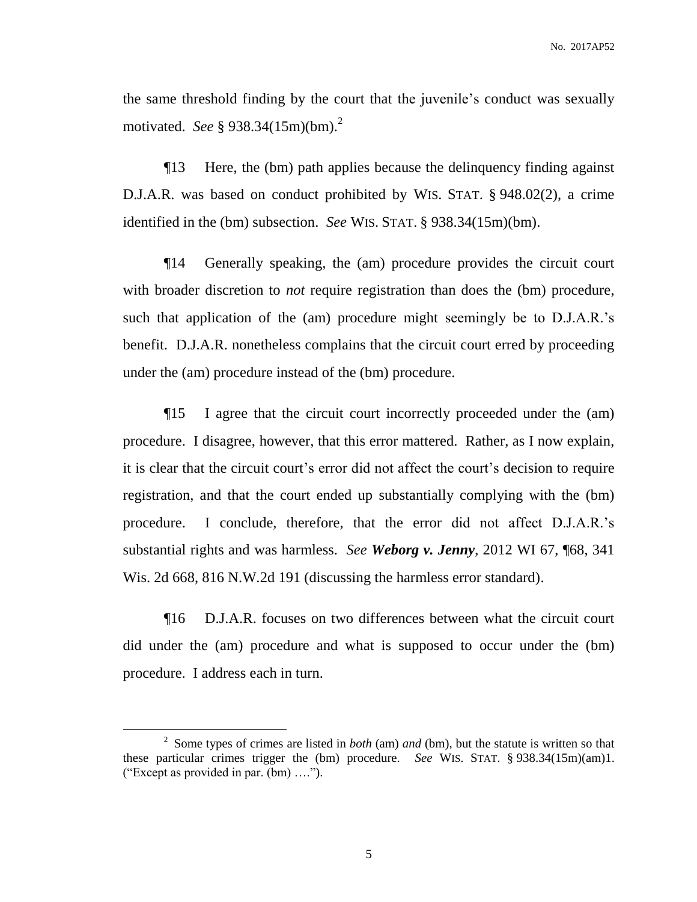the same threshold finding by the court that the juvenile's conduct was sexually motivated. *See* § 938.34(15m)(bm).[2]

¶13 Here, the (bm) path applies because the delinquency finding against D.J.A.R. was based on conduct prohibited by WIS. STAT. § 948.02(2), a crime identified in the (bm) subsection. *See* WIS. STAT. § 938.34(15m)(bm).

¶14 Generally speaking, the (am) procedure provides the circuit court with broader discretion to *not* require registration than does the (bm) procedure, such that application of the (am) procedure might seemingly be to D.J.A.R.'s benefit. D.J.A.R. nonetheless complains that the circuit court erred by proceeding under the (am) procedure instead of the (bm) procedure.

¶15 I agree that the circuit court incorrectly proceeded under the (am) procedure. I disagree, however, that this error mattered. Rather, as I now explain, it is clear that the circuit court's error did not affect the court's decision to require registration, and that the court ended up substantially complying with the (bm) procedure. I conclude, therefore, that the error did not affect D.J.A.R.'s substantial rights and was harmless. *See* ***Weborg v. Jenny***, 2012 WI 67, ¶68, 341 Wis. 2d 668, 816 N.W.2d 191 (discussing the harmless error standard).

¶16 D.J.A.R. focuses on two differences between what the circuit court did under the (am) procedure and what is supposed to occur under the (bm) procedure. I address each in turn.

---

[2] Some types of crimes are listed in *both* (am) *and* (bm), but the statute is written so that these particular crimes trigger the (bm) procedure. *See* WIS. STAT. § 938.34(15m)(am)1. ("Except as provided in par. (bm) ….").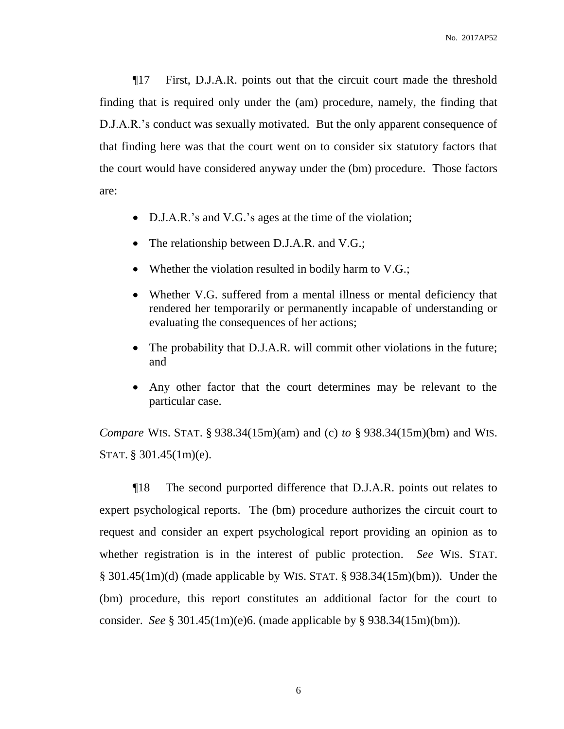¶17 First, D.J.A.R. points out that the circuit court made the threshold finding that is required only under the (am) procedure, namely, the finding that D.J.A.R.'s conduct was sexually motivated. But the only apparent consequence of that finding here was that the court went on to consider six statutory factors that the court would have considered anyway under the (bm) procedure. Those factors are:

- D.J.A.R.'s and V.G.'s ages at the time of the violation;
- The relationship between D.J.A.R. and V.G.;
- Whether the violation resulted in bodily harm to V.G.;
- Whether V.G. suffered from a mental illness or mental deficiency that rendered her temporarily or permanently incapable of understanding or evaluating the consequences of her actions;
- The probability that D.J.A.R. will commit other violations in the future; and
- Any other factor that the court determines may be relevant to the particular case.

*Compare* WIS. STAT. § 938.34(15m)(am) and (c) *to* § 938.34(15m)(bm) and WIS. STAT. § 301.45(1m)(e).

¶18 The second purported difference that D.J.A.R. points out relates to expert psychological reports. The (bm) procedure authorizes the circuit court to request and consider an expert psychological report providing an opinion as to whether registration is in the interest of public protection. *See* WIS. STAT. § 301.45(1m)(d) (made applicable by WIS. STAT. § 938.34(15m)(bm)). Under the (bm) procedure, this report constitutes an additional factor for the court to consider. *See* § 301.45(1m)(e)6. (made applicable by § 938.34(15m)(bm)).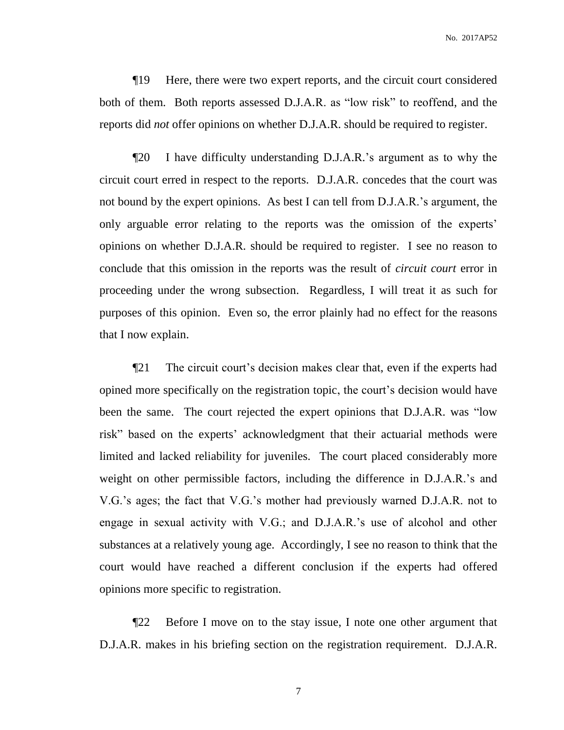¶19 Here, there were two expert reports, and the circuit court considered both of them. Both reports assessed D.J.A.R. as "low risk" to reoffend, and the reports did *not* offer opinions on whether D.J.A.R. should be required to register.

¶20 I have difficulty understanding D.J.A.R.'s argument as to why the circuit court erred in respect to the reports. D.J.A.R. concedes that the court was not bound by the expert opinions. As best I can tell from D.J.A.R.'s argument, the only arguable error relating to the reports was the omission of the experts' opinions on whether D.J.A.R. should be required to register. I see no reason to conclude that this omission in the reports was the result of *circuit court* error in proceeding under the wrong subsection. Regardless, I will treat it as such for purposes of this opinion. Even so, the error plainly had no effect for the reasons that I now explain.

¶21 The circuit court's decision makes clear that, even if the experts had opined more specifically on the registration topic, the court's decision would have been the same. The court rejected the expert opinions that D.J.A.R. was "low risk" based on the experts' acknowledgment that their actuarial methods were limited and lacked reliability for juveniles. The court placed considerably more weight on other permissible factors, including the difference in D.J.A.R.'s and V.G.'s ages; the fact that V.G.'s mother had previously warned D.J.A.R. not to engage in sexual activity with V.G.; and D.J.A.R.'s use of alcohol and other substances at a relatively young age. Accordingly, I see no reason to think that the court would have reached a different conclusion if the experts had offered opinions more specific to registration.

¶22 Before I move on to the stay issue, I note one other argument that D.J.A.R. makes in his briefing section on the registration requirement. D.J.A.R.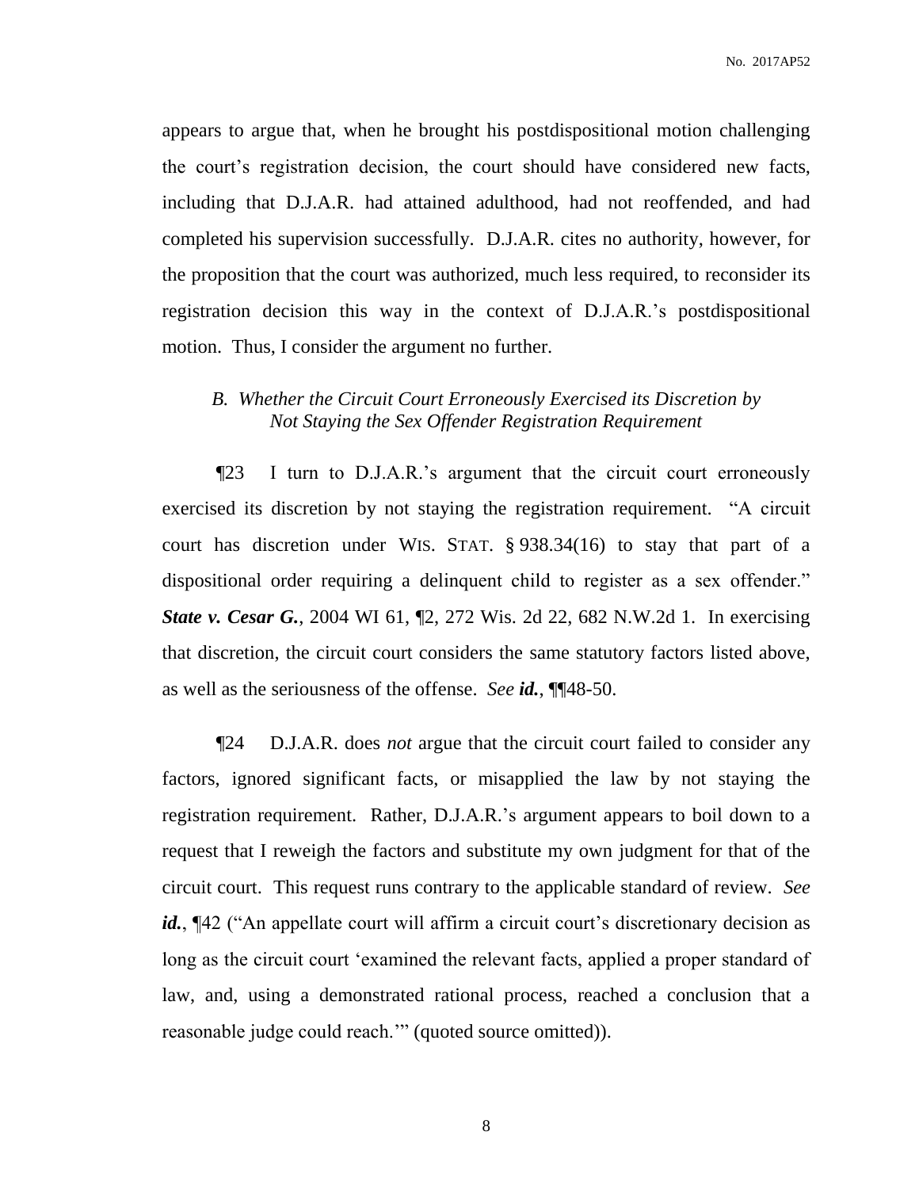appears to argue that, when he brought his postdispositional motion challenging the court's registration decision, the court should have considered new facts, including that D.J.A.R. had attained adulthood, had not reoffended, and had completed his supervision successfully. D.J.A.R. cites no authority, however, for the proposition that the court was authorized, much less required, to reconsider its registration decision this way in the context of D.J.A.R.'s postdispositional motion. Thus, I consider the argument no further.

### *B. Whether the Circuit Court Erroneously Exercised its Discretion by Not Staying the Sex Offender Registration Requirement*

¶23 I turn to D.J.A.R.'s argument that the circuit court erroneously exercised its discretion by not staying the registration requirement. "A circuit court has discretion under WIS. STAT. § 938.34(16) to stay that part of a dispositional order requiring a delinquent child to register as a sex offender." ***State v. Cesar G.***, 2004 WI 61, ¶2, 272 Wis. 2d 22, 682 N.W.2d 1. In exercising that discretion, the circuit court considers the same statutory factors listed above, as well as the seriousness of the offense. *See* ***id.***, ¶¶48-50.

¶24 D.J.A.R. does *not* argue that the circuit court failed to consider any factors, ignored significant facts, or misapplied the law by not staying the registration requirement. Rather, D.J.A.R.'s argument appears to boil down to a request that I reweigh the factors and substitute my own judgment for that of the circuit court. This request runs contrary to the applicable standard of review. *See* ***id.***, ¶42 ("An appellate court will affirm a circuit court's discretionary decision as long as the circuit court 'examined the relevant facts, applied a proper standard of law, and, using a demonstrated rational process, reached a conclusion that a reasonable judge could reach.'" (quoted source omitted)).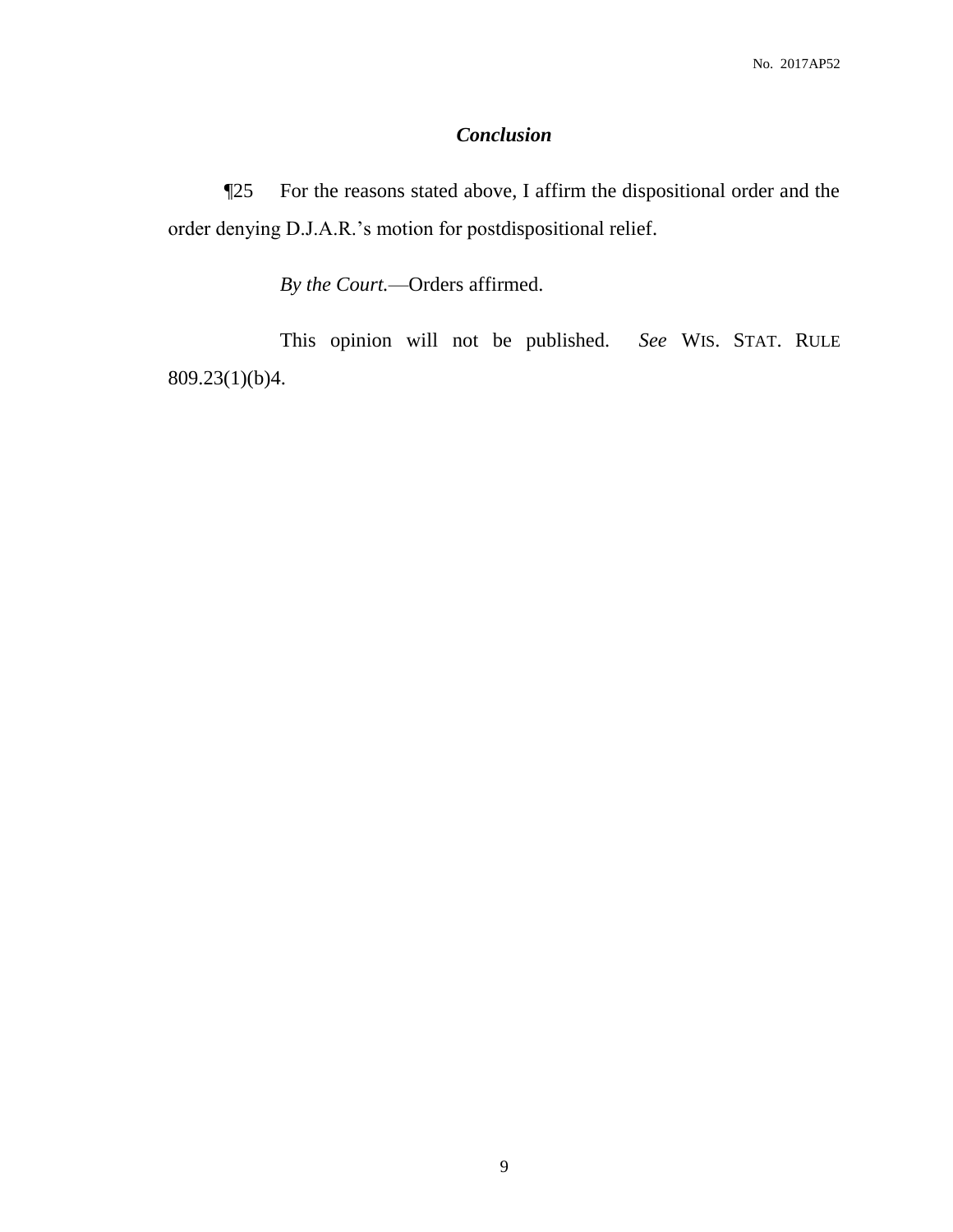### *Conclusion*

¶25 For the reasons stated above, I affirm the dispositional order and the order denying D.J.A.R.'s motion for postdispositional relief.

*By the Court.*—Orders affirmed.

This opinion will not be published. *See* WIS. STAT. RULE 809.23(1)(b)4.